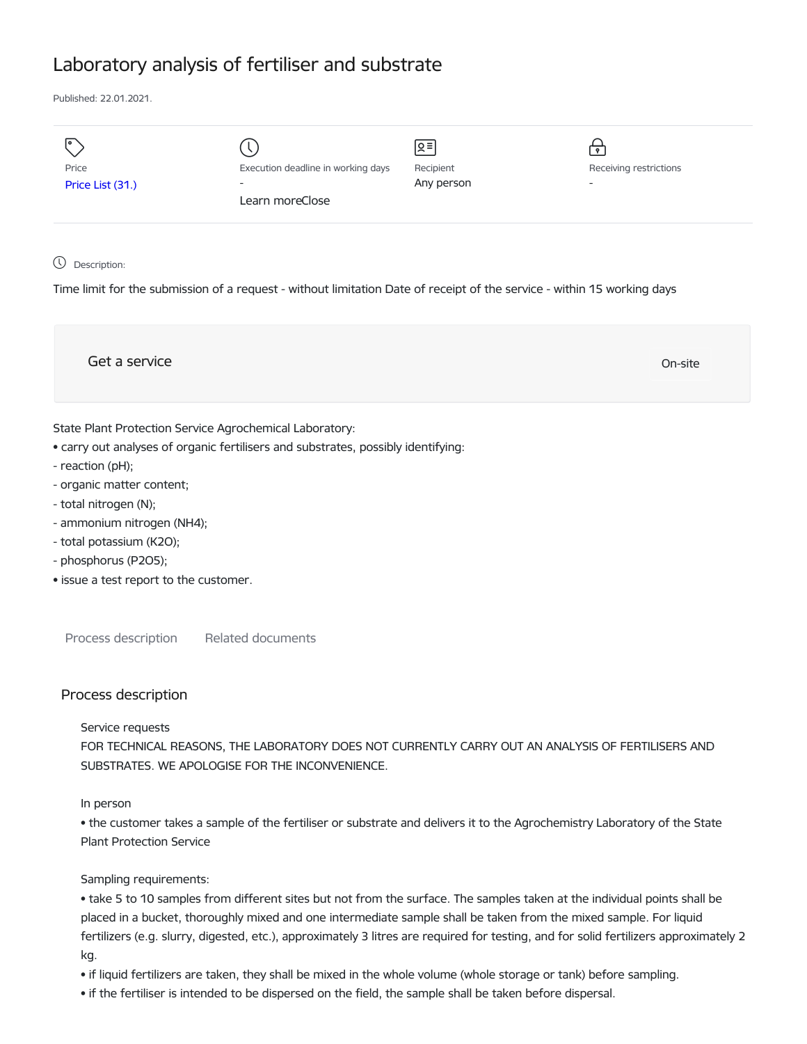# Laboratory analysis of fertiliser and substrate

Published: 22.01.2021.

| Price | Execution deadline in working days | Recipient | Receiving restrictions |
| --- | --- | --- | --- |
| Price List (31.) | - | Any person | - |

Learn moreClose

Description:

Time limit for the submission of a request - without limitation Date of receipt of the service - within 15 working days

Get a service

On-site

State Plant Protection Service Agrochemical Laboratory:

- carry out analyses of organic fertilisers and substrates, possibly identifying:
  - reaction (pH);
  - organic matter content;
  - total nitrogen (N);
  - ammonium nitrogen ($NH_4$);
  - total potassium ($K_2O$);
  - phosphorus ($P_2O_5$);
- issue a test report to the customer.

Process description    Related documents

## Process description

Service requests

FOR TECHNICAL REASONS, THE LABORATORY DOES NOT CURRENTLY CARRY OUT AN ANALYSIS OF FERTILISERS AND SUBSTRATES. WE APOLOGISE FOR THE INCONVENIENCE.

In person

- the customer takes a sample of the fertiliser or substrate and delivers it to the Agrochemistry Laboratory of the State Plant Protection Service

Sampling requirements:

- take 5 to 10 samples from different sites but not from the surface. The samples taken at the individual points shall be placed in a bucket, thoroughly mixed and one intermediate sample shall be taken from the mixed sample. For liquid fertilizers (e.g. slurry, digested, etc.), approximately 3 litres are required for testing, and for solid fertilizers approximately 2 kg.
- if liquid fertilizers are taken, they shall be mixed in the whole volume (whole storage or tank) before sampling.
- if the fertiliser is intended to be dispersed on the field, the sample shall be taken before dispersal.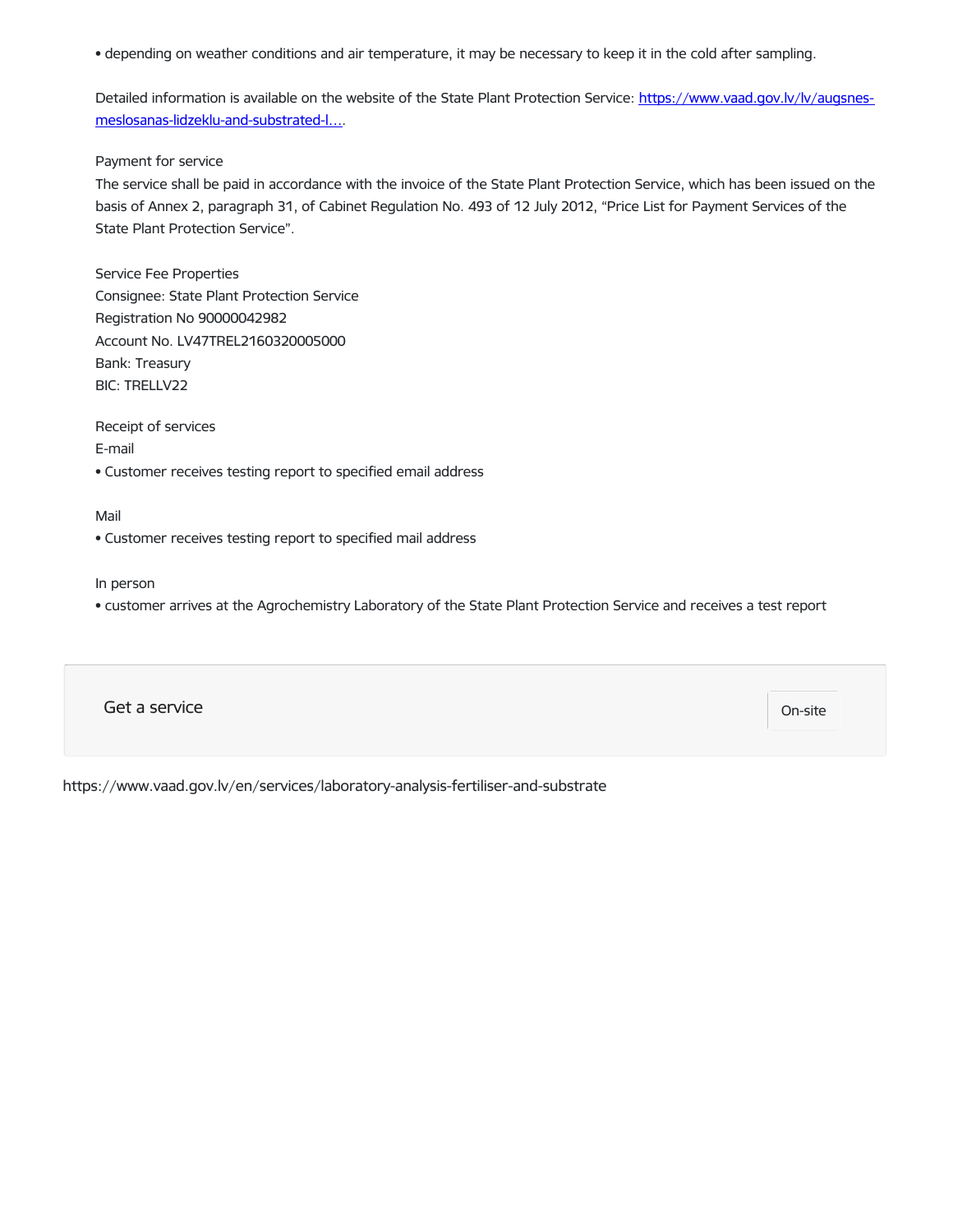- depending on weather conditions and air temperature, it may be necessary to keep it in the cold after sampling.

Detailed information is available on the website of the State Plant Protection Service: [https://www.vaad.gov.lv/lv/augsnes-meslosanas-lidzeklu-and-substrated-l…](https://www.vaad.gov.lv/lv/augsnes-meslosanas-lidzeklu-and-substrated-l…).

Payment for service

The service shall be paid in accordance with the invoice of the State Plant Protection Service, which has been issued on the basis of Annex 2, paragraph 31, of Cabinet Regulation No. 493 of 12 July 2012, "Price List for Payment Services of the State Plant Protection Service".

Service Fee Properties

Consignee: State Plant Protection Service
Registration No 90000042982
Account No. LV47TREL2160320005000
Bank: Treasury
BIC: TRELLV22

Receipt of services

E-mail

- Customer receives testing report to specified email address

Mail

- Customer receives testing report to specified mail address

In person

- customer arrives at the Agrochemistry Laboratory of the State Plant Protection Service and receives a test report

Get a service

On-site

https://www.vaad.gov.lv/en/services/laboratory-analysis-fertiliser-and-substrate